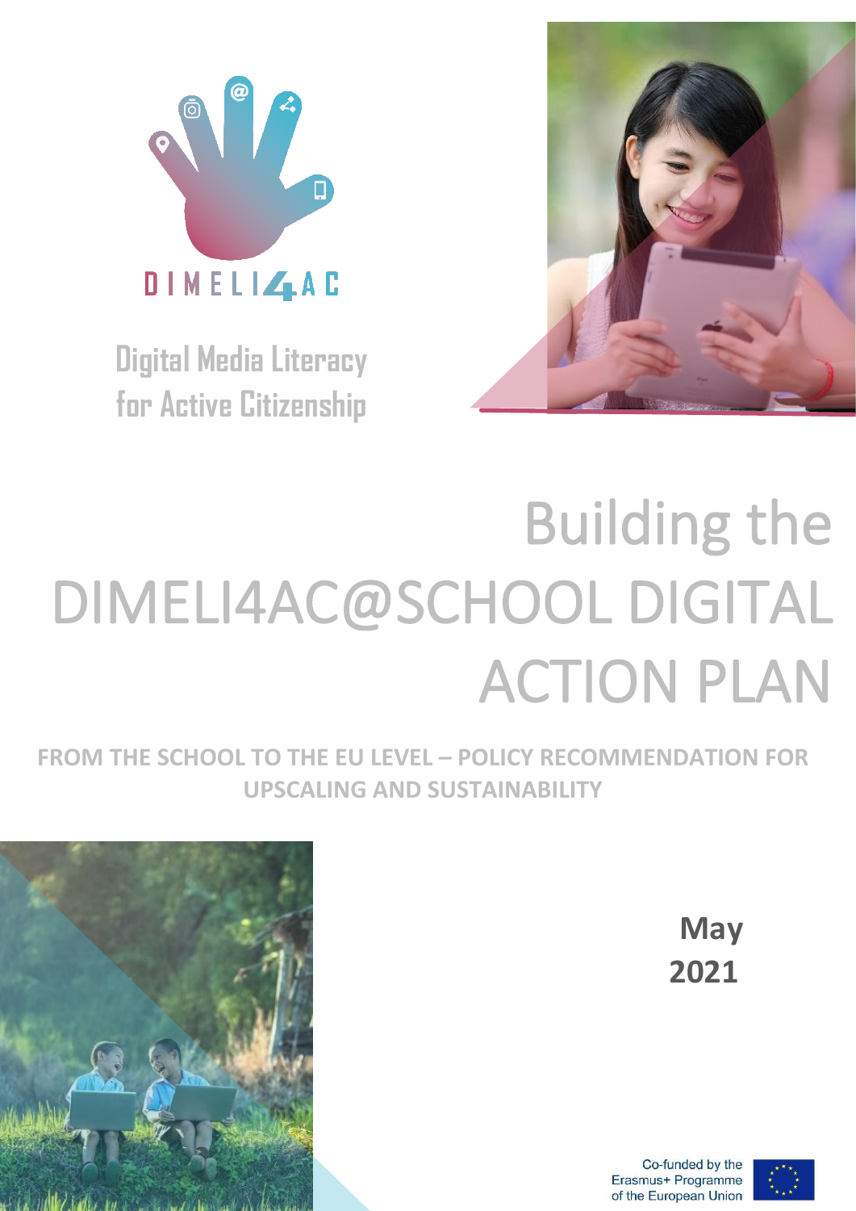DIMELI4AC

Digital Media Literacy for Active Citizenship

# Building the DIMELI4AC@SCHOOL DIGITAL ACTION PLAN

## FROM THE SCHOOL TO THE EU LEVEL – POLICY RECOMMENDATION FOR UPSCALING AND SUSTAINABILITY

**May 2021**

Co-funded by the Erasmus+ Programme of the European Union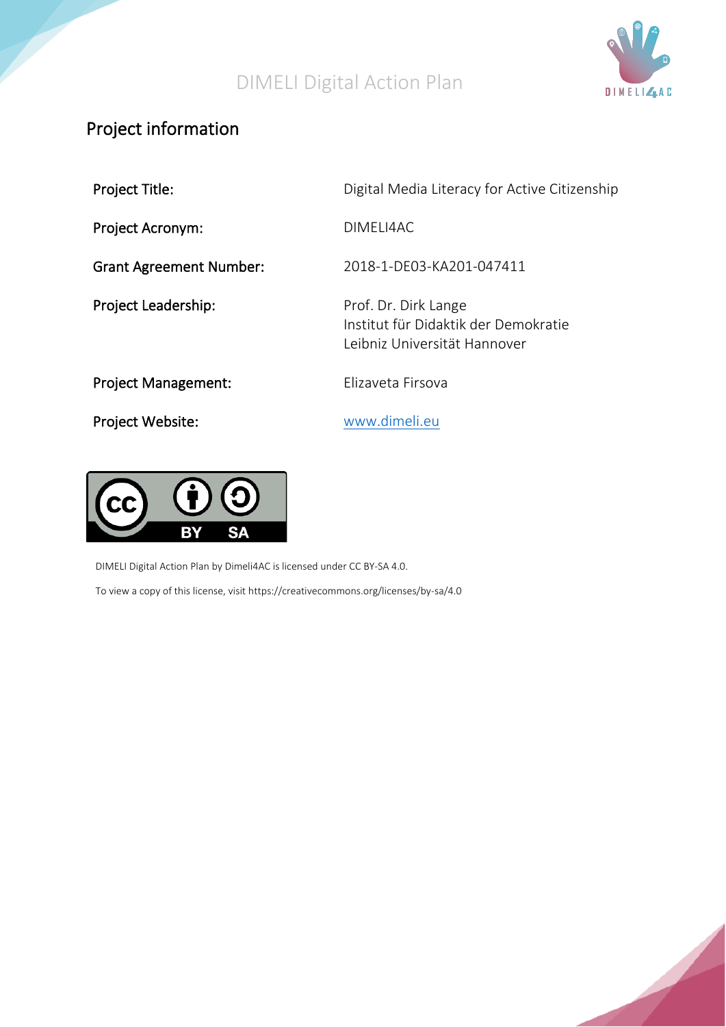## Project information

| | |
|---|---|
| Project Title: | Digital Media Literacy for Active Citizenship |
| Project Acronym: | DIMELI4AC |
| Grant Agreement Number: | 2018-1-DE03-KA201-047411 |
| Project Leadership: | Prof. Dr. Dirk Lange<br>Institut für Didaktik der Demokratie<br>Leibniz Universität Hannover |
| Project Management: | Elizaveta Firsova |
| Project Website: | [www.dimeli.eu](http://www.dimeli.eu) |

DIMELI Digital Action Plan by Dimeli4AC is licensed under CC BY-SA 4.0.

To view a copy of this license, visit https://creativecommons.org/licenses/by-sa/4.0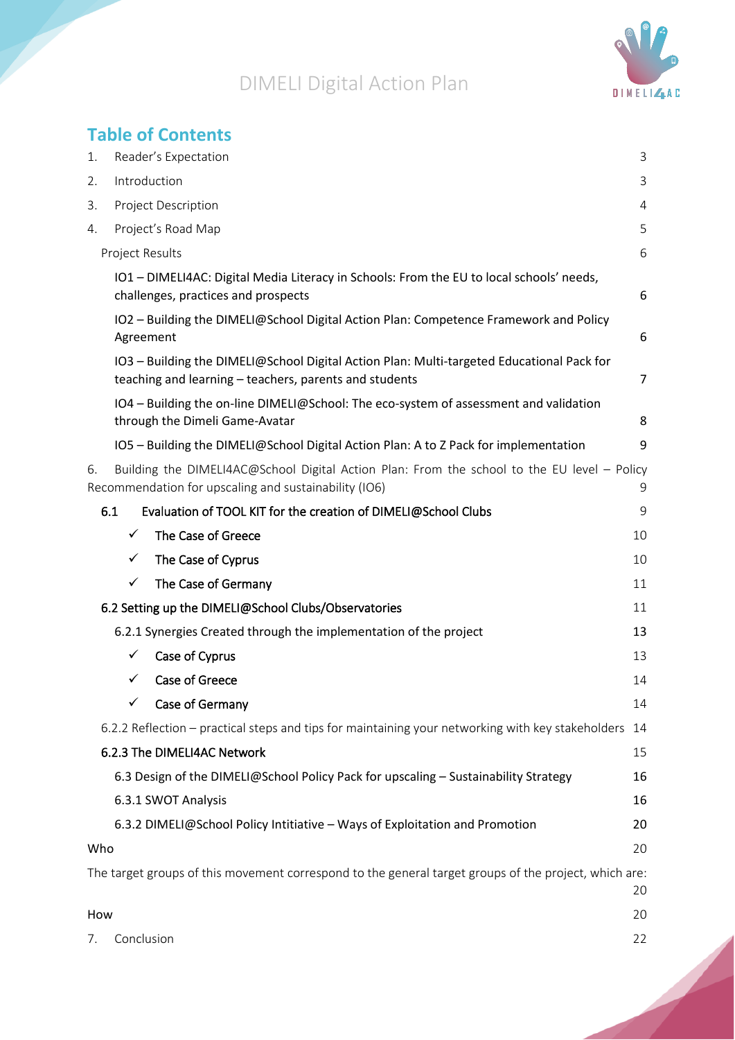# Table of Contents

1. Reader's Expectation 3
2. Introduction 3
3. Project Description 4
4. Project's Road Map 5

Project Results 6

IO1 – DIMELI4AC: Digital Media Literacy in Schools: From the EU to local schools' needs, challenges, practices and prospects 6

IO2 – Building the DIMELI@School Digital Action Plan: Competence Framework and Policy Agreement 6

IO3 – Building the DIMELI@School Digital Action Plan: Multi-targeted Educational Pack for teaching and learning – teachers, parents and students 7

IO4 – Building the on-line DIMELI@School: The eco-system of assessment and validation through the Dimeli Game-Avatar 8

IO5 – Building the DIMELI@School Digital Action Plan: A to Z Pack for implementation 9

6. Building the DIMELI4AC@School Digital Action Plan: From the school to the EU level – Policy Recommendation for upscaling and sustainability (IO6) 9

6.1 Evaluation of TOOL KIT for the creation of DIMELI@School Clubs 9

- ✓ The Case of Greece 10
- ✓ The Case of Cyprus 10
- ✓ The Case of Germany 11

6.2 Setting up the DIMELI@School Clubs/Observatories 11

6.2.1 Synergies Created through the implementation of the project 13

- ✓ Case of Cyprus 13
- ✓ Case of Greece 14
- ✓ Case of Germany 14

6.2.2 Reflection – practical steps and tips for maintaining your networking with key stakeholders 14

6.2.3 The DIMELI4AC Network 15

6.3 Design of the DIMELI@School Policy Pack for upscaling – Sustainability Strategy 16

6.3.1 SWOT Analysis 16

6.3.2 DIMELI@School Policy Intitiative – Ways of Exploitation and Promotion 20

Who 20

The target groups of this movement correspond to the general target groups of the project, which are: 20

How 20

7. Conclusion 22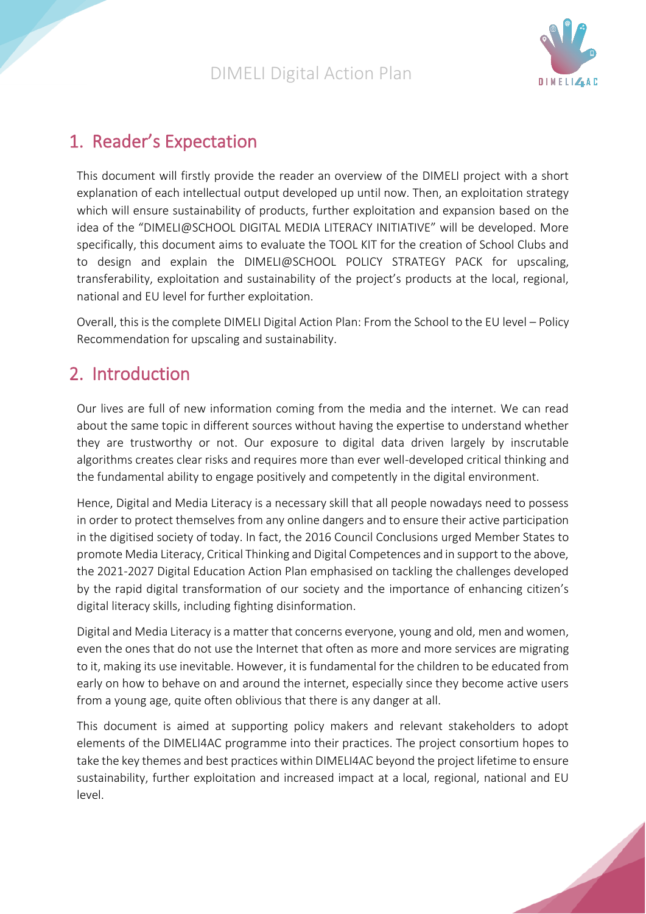## 1. Reader's Expectation

This document will firstly provide the reader an overview of the DIMELI project with a short explanation of each intellectual output developed up until now. Then, an exploitation strategy which will ensure sustainability of products, further exploitation and expansion based on the idea of the "DIMELI@SCHOOL DIGITAL MEDIA LITERACY INITIATIVE" will be developed. More specifically, this document aims to evaluate the TOOL KIT for the creation of School Clubs and to design and explain the DIMELI@SCHOOL POLICY STRATEGY PACK for upscaling, transferability, exploitation and sustainability of the project's products at the local, regional, national and EU level for further exploitation.

Overall, this is the complete DIMELI Digital Action Plan: From the School to the EU level – Policy Recommendation for upscaling and sustainability.

## 2. Introduction

Our lives are full of new information coming from the media and the internet. We can read about the same topic in different sources without having the expertise to understand whether they are trustworthy or not. Our exposure to digital data driven largely by inscrutable algorithms creates clear risks and requires more than ever well-developed critical thinking and the fundamental ability to engage positively and competently in the digital environment.

Hence, Digital and Media Literacy is a necessary skill that all people nowadays need to possess in order to protect themselves from any online dangers and to ensure their active participation in the digitised society of today. In fact, the 2016 Council Conclusions urged Member States to promote Media Literacy, Critical Thinking and Digital Competences and in support to the above, the 2021-2027 Digital Education Action Plan emphasised on tackling the challenges developed by the rapid digital transformation of our society and the importance of enhancing citizen's digital literacy skills, including fighting disinformation.

Digital and Media Literacy is a matter that concerns everyone, young and old, men and women, even the ones that do not use the Internet that often as more and more services are migrating to it, making its use inevitable. However, it is fundamental for the children to be educated from early on how to behave on and around the internet, especially since they become active users from a young age, quite often oblivious that there is any danger at all.

This document is aimed at supporting policy makers and relevant stakeholders to adopt elements of the DIMELI4AC programme into their practices. The project consortium hopes to take the key themes and best practices within DIMELI4AC beyond the project lifetime to ensure sustainability, further exploitation and increased impact at a local, regional, national and EU level.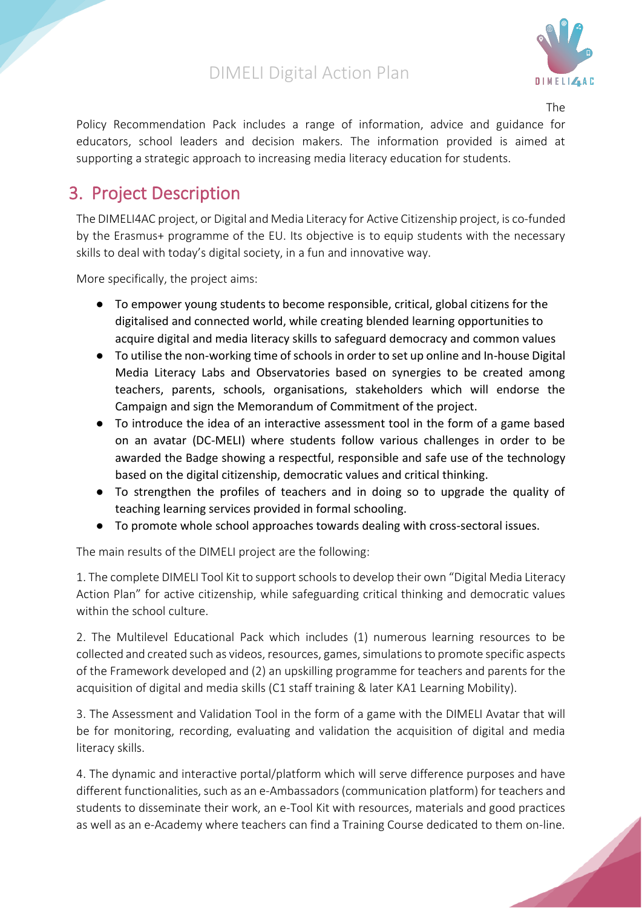The Policy Recommendation Pack includes a range of information, advice and guidance for educators, school leaders and decision makers. The information provided is aimed at supporting a strategic approach to increasing media literacy education for students.

## 3. Project Description

The DIMELI4AC project, or Digital and Media Literacy for Active Citizenship project, is co-funded by the Erasmus+ programme of the EU. Its objective is to equip students with the necessary skills to deal with today's digital society, in a fun and innovative way.

More specifically, the project aims:

- To empower young students to become responsible, critical, global citizens for the digitalised and connected world, while creating blended learning opportunities to acquire digital and media literacy skills to safeguard democracy and common values
- To utilise the non-working time of schools in order to set up online and In-house Digital Media Literacy Labs and Observatories based on synergies to be created among teachers, parents, schools, organisations, stakeholders which will endorse the Campaign and sign the Memorandum of Commitment of the project.
- To introduce the idea of an interactive assessment tool in the form of a game based on an avatar (DC-MELI) where students follow various challenges in order to be awarded the Badge showing a respectful, responsible and safe use of the technology based on the digital citizenship, democratic values and critical thinking.
- To strengthen the profiles of teachers and in doing so to upgrade the quality of teaching learning services provided in formal schooling.
- To promote whole school approaches towards dealing with cross-sectoral issues.

The main results of the DIMELI project are the following:

1. The complete DIMELI Tool Kit to support schools to develop their own "Digital Media Literacy Action Plan" for active citizenship, while safeguarding critical thinking and democratic values within the school culture.

2. The Multilevel Educational Pack which includes (1) numerous learning resources to be collected and created such as videos, resources, games, simulations to promote specific aspects of the Framework developed and (2) an upskilling programme for teachers and parents for the acquisition of digital and media skills (C1 staff training & later KA1 Learning Mobility).

3. The Assessment and Validation Tool in the form of a game with the DIMELI Avatar that will be for monitoring, recording, evaluating and validation the acquisition of digital and media literacy skills.

4. The dynamic and interactive portal/platform which will serve difference purposes and have different functionalities, such as an e-Ambassadors (communication platform) for teachers and students to disseminate their work, an e-Tool Kit with resources, materials and good practices as well as an e-Academy where teachers can find a Training Course dedicated to them on-line.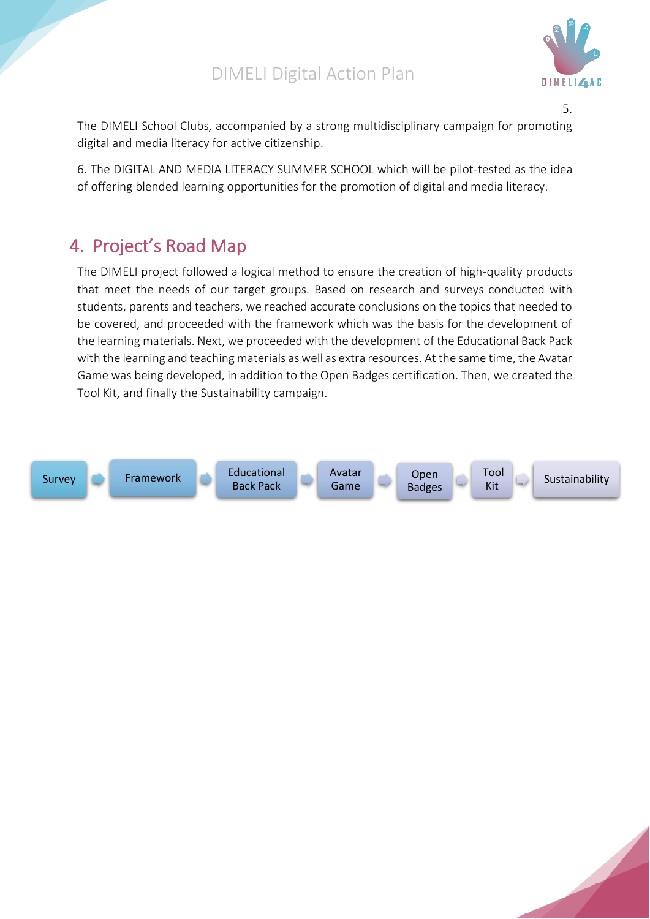5. The DIMELI School Clubs, accompanied by a strong multidisciplinary campaign for promoting digital and media literacy for active citizenship.

6. The DIGITAL AND MEDIA LITERACY SUMMER SCHOOL which will be pilot-tested as the idea of offering blended learning opportunities for the promotion of digital and media literacy.

## 4. Project's Road Map

The DIMELI project followed a logical method to ensure the creation of high-quality products that meet the needs of our target groups. Based on research and surveys conducted with students, parents and teachers, we reached accurate conclusions on the topics that needed to be covered, and proceeded with the framework which was the basis for the development of the learning materials. Next, we proceeded with the development of the Educational Back Pack with the learning and teaching materials as well as extra resources. At the same time, the Avatar Game was being developed, in addition to the Open Badges certification. Then, we created the Tool Kit, and finally the Sustainability campaign.

Survey → Framework → Educational Back Pack → Avatar Game → Open Badges → Tool Kit → Sustainability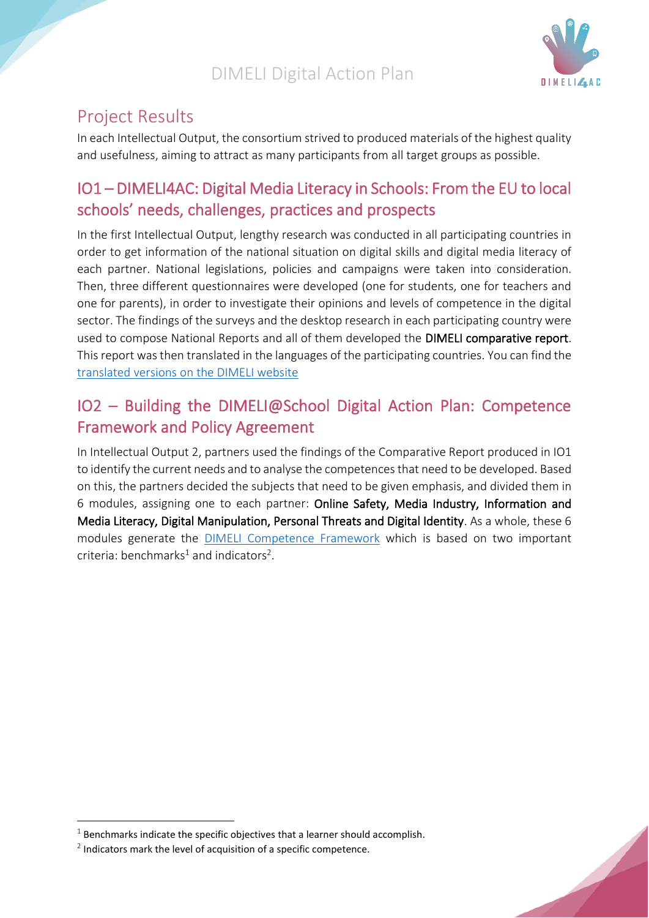# Project Results

In each Intellectual Output, the consortium strived to produced materials of the highest quality and usefulness, aiming to attract as many participants from all target groups as possible.

## IO1 – DIMELI4AC: Digital Media Literacy in Schools: From the EU to local schools' needs, challenges, practices and prospects

In the first Intellectual Output, lengthy research was conducted in all participating countries in order to get information of the national situation on digital skills and digital media literacy of each partner. National legislations, policies and campaigns were taken into consideration. Then, three different questionnaires were developed (one for students, one for teachers and one for parents), in order to investigate their opinions and levels of competence in the digital sector. The findings of the surveys and the desktop research in each participating country were used to compose National Reports and all of them developed the **DIMELI comparative report**. This report was then translated in the languages of the participating countries. You can find the translated versions on the DIMELI website

## IO2 – Building the DIMELI@School Digital Action Plan: Competence Framework and Policy Agreement

In Intellectual Output 2, partners used the findings of the Comparative Report produced in IO1 to identify the current needs and to analyse the competences that need to be developed. Based on this, the partners decided the subjects that need to be given emphasis, and divided them in 6 modules, assigning one to each partner: **Online Safety, Media Industry, Information and Media Literacy, Digital Manipulation, Personal Threats and Digital Identity**. As a whole, these 6 modules generate the DIMELI Competence Framework which is based on two important criteria: benchmarks[1] and indicators[2].

[1] Benchmarks indicate the specific objectives that a learner should accomplish.

[2] Indicators mark the level of acquisition of a specific competence.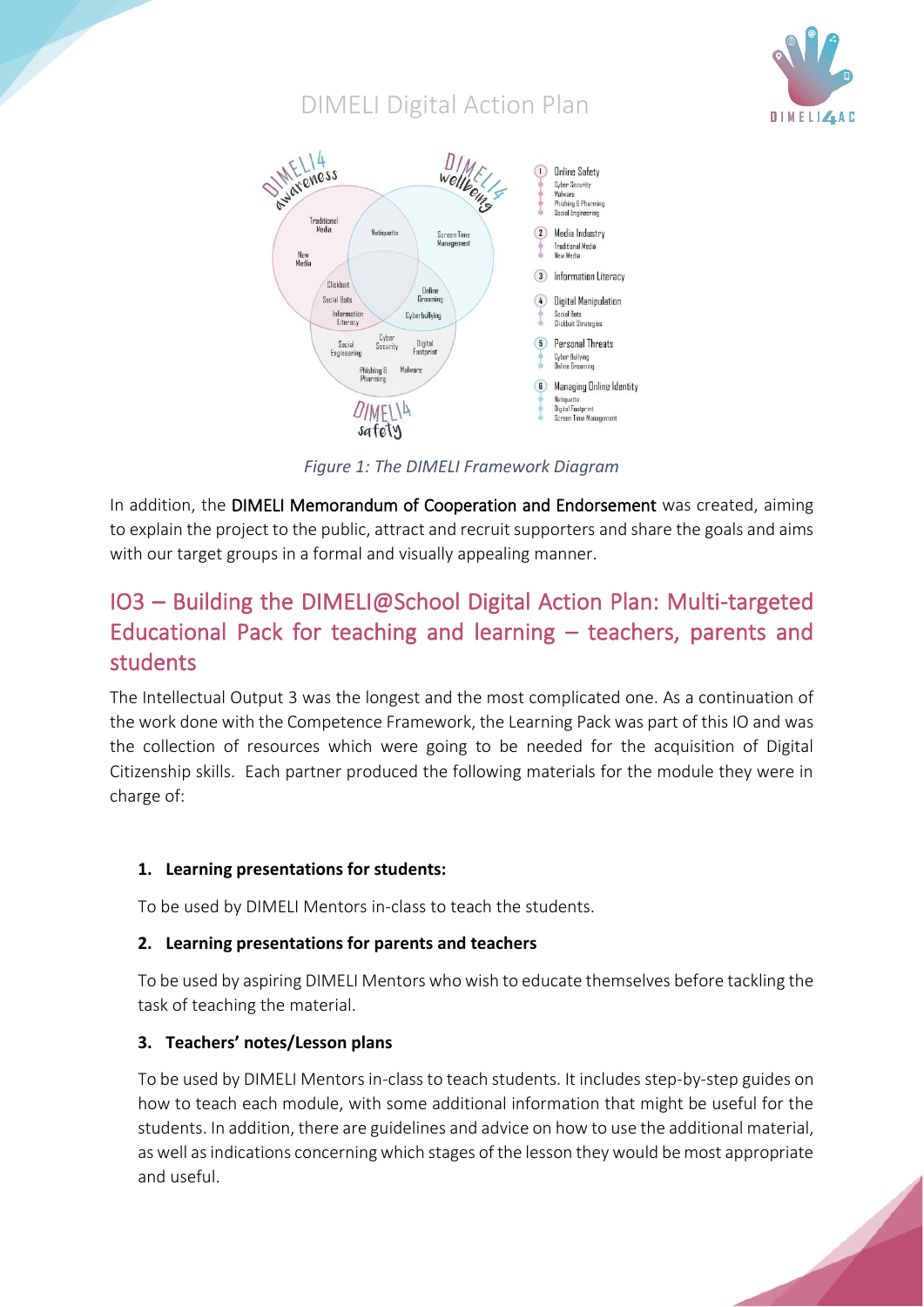*Figure 1: The DIMELI Framework Diagram*

In addition, the DIMELI Memorandum of Cooperation and Endorsement was created, aiming to explain the project to the public, attract and recruit supporters and share the goals and aims with our target groups in a formal and visually appealing manner.

## IO3 – Building the DIMELI@School Digital Action Plan: Multi-targeted Educational Pack for teaching and learning – teachers, parents and students

The Intellectual Output 3 was the longest and the most complicated one. As a continuation of the work done with the Competence Framework, the Learning Pack was part of this IO and was the collection of resources which were going to be needed for the acquisition of Digital Citizenship skills. Each partner produced the following materials for the module they were in charge of:

1. **Learning presentations for students:**

   To be used by DIMELI Mentors in-class to teach the students.

2. **Learning presentations for parents and teachers**

   To be used by aspiring DIMELI Mentors who wish to educate themselves before tackling the task of teaching the material.

3. **Teachers' notes/Lesson plans**

   To be used by DIMELI Mentors in-class to teach students. It includes step-by-step guides on how to teach each module, with some additional information that might be useful for the students. In addition, there are guidelines and advice on how to use the additional material, as well as indications concerning which stages of the lesson they would be most appropriate and useful.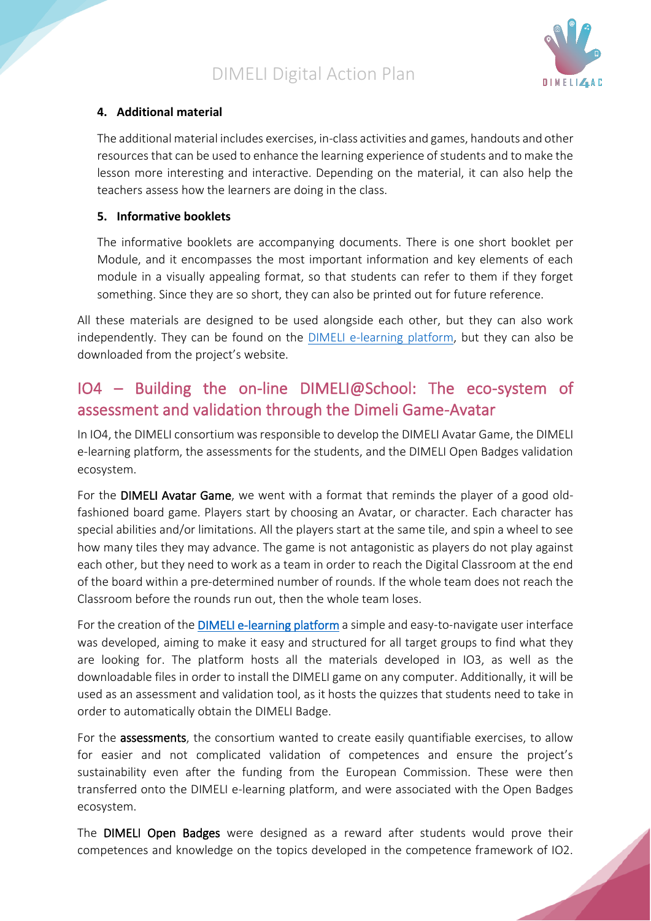### 4. Additional material

The additional material includes exercises, in-class activities and games, handouts and other resources that can be used to enhance the learning experience of students and to make the lesson more interesting and interactive. Depending on the material, it can also help the teachers assess how the learners are doing in the class.

### 5. Informative booklets

The informative booklets are accompanying documents. There is one short booklet per Module, and it encompasses the most important information and key elements of each module in a visually appealing format, so that students can refer to them if they forget something. Since they are so short, they can also be printed out for future reference.

All these materials are designed to be used alongside each other, but they can also work independently. They can be found on the DIMELI e-learning platform, but they can also be downloaded from the project's website.

## IO4 – Building the on-line DIMELI@School: The eco-system of assessment and validation through the Dimeli Game-Avatar

In IO4, the DIMELI consortium was responsible to develop the DIMELI Avatar Game, the DIMELI e-learning platform, the assessments for the students, and the DIMELI Open Badges validation ecosystem.

For the **DIMELI Avatar Game**, we went with a format that reminds the player of a good old-fashioned board game. Players start by choosing an Avatar, or character. Each character has special abilities and/or limitations. All the players start at the same tile, and spin a wheel to see how many tiles they may advance. The game is not antagonistic as players do not play against each other, but they need to work as a team in order to reach the Digital Classroom at the end of the board within a pre-determined number of rounds. If the whole team does not reach the Classroom before the rounds run out, then the whole team loses.

For the creation of the **DIMELI e-learning platform** a simple and easy-to-navigate user interface was developed, aiming to make it easy and structured for all target groups to find what they are looking for. The platform hosts all the materials developed in IO3, as well as the downloadable files in order to install the DIMELI game on any computer. Additionally, it will be used as an assessment and validation tool, as it hosts the quizzes that students need to take in order to automatically obtain the DIMELI Badge.

For the **assessments**, the consortium wanted to create easily quantifiable exercises, to allow for easier and not complicated validation of competences and ensure the project's sustainability even after the funding from the European Commission. These were then transferred onto the DIMELI e-learning platform, and were associated with the Open Badges ecosystem.

The **DIMELI Open Badges** were designed as a reward after students would prove their competences and knowledge on the topics developed in the competence framework of IO2.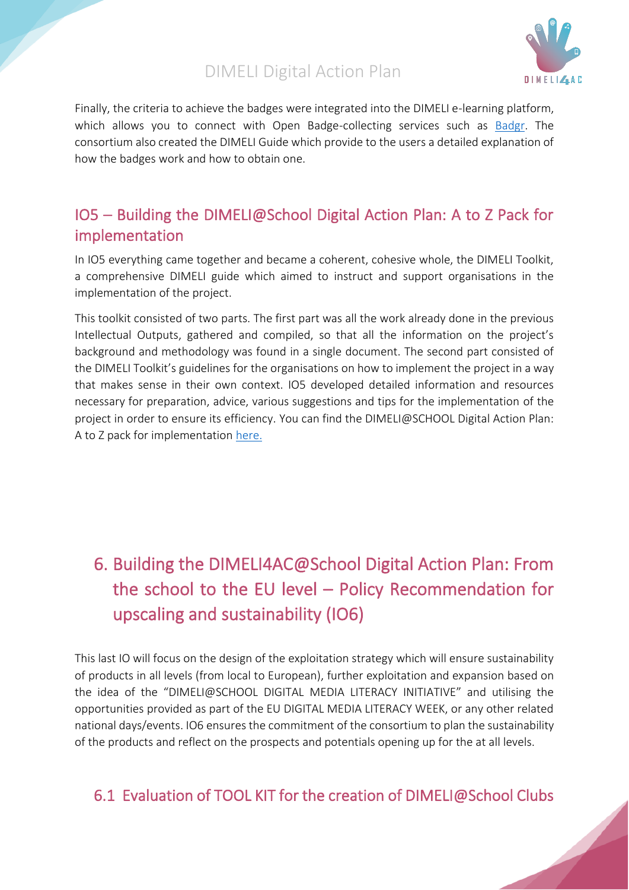Finally, the criteria to achieve the badges were integrated into the DIMELI e-learning platform, which allows you to connect with Open Badge-collecting services such as Badgr. The consortium also created the DIMELI Guide which provide to the users a detailed explanation of how the badges work and how to obtain one.

## IO5 – Building the DIMELI@School Digital Action Plan: A to Z Pack for implementation

In IO5 everything came together and became a coherent, cohesive whole, the DIMELI Toolkit, a comprehensive DIMELI guide which aimed to instruct and support organisations in the implementation of the project.

This toolkit consisted of two parts. The first part was all the work already done in the previous Intellectual Outputs, gathered and compiled, so that all the information on the project's background and methodology was found in a single document. The second part consisted of the DIMELI Toolkit's guidelines for the organisations on how to implement the project in a way that makes sense in their own context. IO5 developed detailed information and resources necessary for preparation, advice, various suggestions and tips for the implementation of the project in order to ensure its efficiency. You can find the DIMELI@SCHOOL Digital Action Plan: A to Z pack for implementation here.

# 6. Building the DIMELI4AC@School Digital Action Plan: From the school to the EU level – Policy Recommendation for upscaling and sustainability (IO6)

This last IO will focus on the design of the exploitation strategy which will ensure sustainability of products in all levels (from local to European), further exploitation and expansion based on the idea of the "DIMELI@SCHOOL DIGITAL MEDIA LITERACY INITIATIVE" and utilising the opportunities provided as part of the EU DIGITAL MEDIA LITERACY WEEK, or any other related national days/events. IO6 ensures the commitment of the consortium to plan the sustainability of the products and reflect on the prospects and potentials opening up for the at all levels.

## 6.1 Evaluation of TOOL KIT for the creation of DIMELI@School Clubs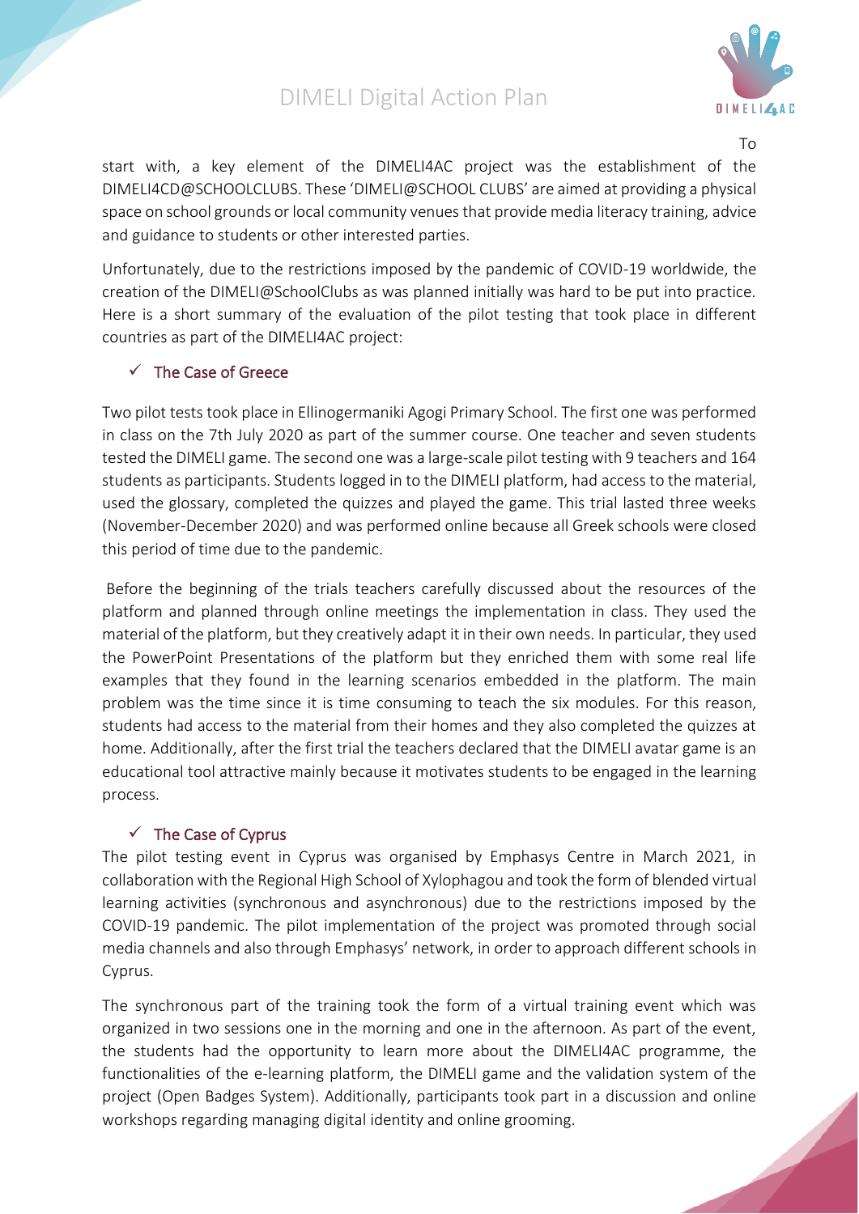To start with, a key element of the DIMELI4AC project was the establishment of the DIMELI4CD@SCHOOLCLUBS. These 'DIMELI@SCHOOL CLUBS' are aimed at providing a physical space on school grounds or local community venues that provide media literacy training, advice and guidance to students or other interested parties.

Unfortunately, due to the restrictions imposed by the pandemic of COVID-19 worldwide, the creation of the DIMELI@SchoolClubs as was planned initially was hard to be put into practice. Here is a short summary of the evaluation of the pilot testing that took place in different countries as part of the DIMELI4AC project:

### ✓ The Case of Greece

Two pilot tests took place in Ellinogermaniki Agogi Primary School. The first one was performed in class on the 7th July 2020 as part of the summer course. One teacher and seven students tested the DIMELI game. The second one was a large-scale pilot testing with 9 teachers and 164 students as participants. Students logged in to the DIMELI platform, had access to the material, used the glossary, completed the quizzes and played the game. This trial lasted three weeks (November-December 2020) and was performed online because all Greek schools were closed this period of time due to the pandemic.

Before the beginning of the trials teachers carefully discussed about the resources of the platform and planned through online meetings the implementation in class. They used the material of the platform, but they creatively adapt it in their own needs. In particular, they used the PowerPoint Presentations of the platform but they enriched them with some real life examples that they found in the learning scenarios embedded in the platform. The main problem was the time since it is time consuming to teach the six modules. For this reason, students had access to the material from their homes and they also completed the quizzes at home. Additionally, after the first trial the teachers declared that the DIMELI avatar game is an educational tool attractive mainly because it motivates students to be engaged in the learning process.

### ✓ The Case of Cyprus

The pilot testing event in Cyprus was organised by Emphasys Centre in March 2021, in collaboration with the Regional High School of Xylophagou and took the form of blended virtual learning activities (synchronous and asynchronous) due to the restrictions imposed by the COVID-19 pandemic. The pilot implementation of the project was promoted through social media channels and also through Emphasys' network, in order to approach different schools in Cyprus.

The synchronous part of the training took the form of a virtual training event which was organized in two sessions one in the morning and one in the afternoon. As part of the event, the students had the opportunity to learn more about the DIMELI4AC programme, the functionalities of the e-learning platform, the DIMELI game and the validation system of the project (Open Badges System). Additionally, participants took part in a discussion and online workshops regarding managing digital identity and online grooming.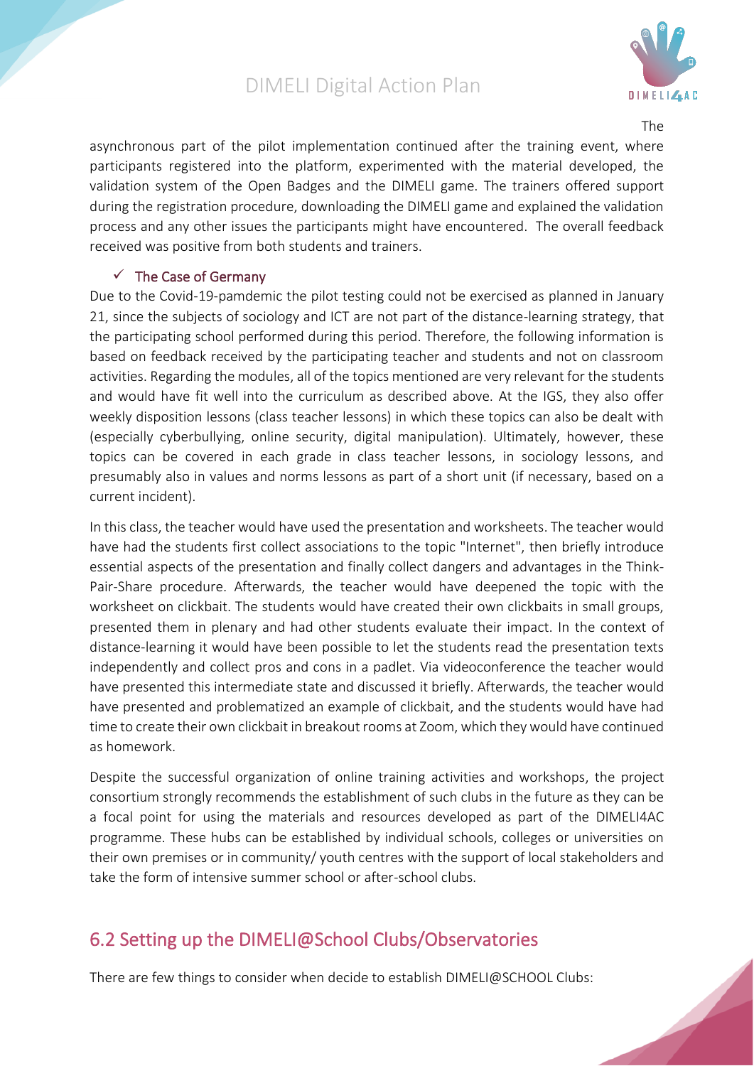The asynchronous part of the pilot implementation continued after the training event, where participants registered into the platform, experimented with the material developed, the validation system of the Open Badges and the DIMELI game. The trainers offered support during the registration procedure, downloading the DIMELI game and explained the validation process and any other issues the participants might have encountered. The overall feedback received was positive from both students and trainers.

- ✓ The Case of Germany

Due to the Covid-19-pamdemic the pilot testing could not be exercised as planned in January 21, since the subjects of sociology and ICT are not part of the distance-learning strategy, that the participating school performed during this period. Therefore, the following information is based on feedback received by the participating teacher and students and not on classroom activities. Regarding the modules, all of the topics mentioned are very relevant for the students and would have fit well into the curriculum as described above. At the IGS, they also offer weekly disposition lessons (class teacher lessons) in which these topics can also be dealt with (especially cyberbullying, online security, digital manipulation). Ultimately, however, these topics can be covered in each grade in class teacher lessons, in sociology lessons, and presumably also in values and norms lessons as part of a short unit (if necessary, based on a current incident).

In this class, the teacher would have used the presentation and worksheets. The teacher would have had the students first collect associations to the topic "Internet", then briefly introduce essential aspects of the presentation and finally collect dangers and advantages in the Think-Pair-Share procedure. Afterwards, the teacher would have deepened the topic with the worksheet on clickbait. The students would have created their own clickbaits in small groups, presented them in plenary and had other students evaluate their impact. In the context of distance-learning it would have been possible to let the students read the presentation texts independently and collect pros and cons in a padlet. Via videoconference the teacher would have presented this intermediate state and discussed it briefly. Afterwards, the teacher would have presented and problematized an example of clickbait, and the students would have had time to create their own clickbait in breakout rooms at Zoom, which they would have continued as homework.

Despite the successful organization of online training activities and workshops, the project consortium strongly recommends the establishment of such clubs in the future as they can be a focal point for using the materials and resources developed as part of the DIMELI4AC programme. These hubs can be established by individual schools, colleges or universities on their own premises or in community/ youth centres with the support of local stakeholders and take the form of intensive summer school or after-school clubs.

## 6.2 Setting up the DIMELI@School Clubs/Observatories

There are few things to consider when decide to establish DIMELI@SCHOOL Clubs: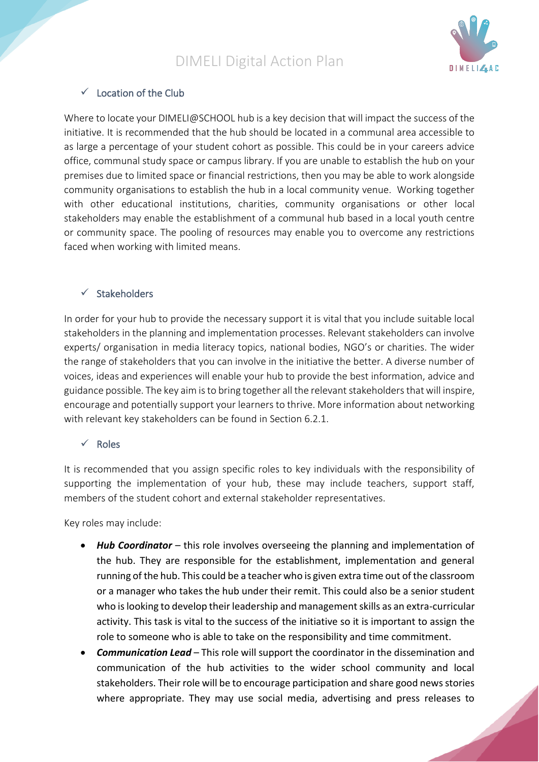## ✓ Location of the Club

Where to locate your DIMELI@SCHOOL hub is a key decision that will impact the success of the initiative. It is recommended that the hub should be located in a communal area accessible to as large a percentage of your student cohort as possible. This could be in your careers advice office, communal study space or campus library. If you are unable to establish the hub on your premises due to limited space or financial restrictions, then you may be able to work alongside community organisations to establish the hub in a local community venue. Working together with other educational institutions, charities, community organisations or other local stakeholders may enable the establishment of a communal hub based in a local youth centre or community space. The pooling of resources may enable you to overcome any restrictions faced when working with limited means.

## ✓ Stakeholders

In order for your hub to provide the necessary support it is vital that you include suitable local stakeholders in the planning and implementation processes. Relevant stakeholders can involve experts/ organisation in media literacy topics, national bodies, NGO's or charities. The wider the range of stakeholders that you can involve in the initiative the better. A diverse number of voices, ideas and experiences will enable your hub to provide the best information, advice and guidance possible. The key aim is to bring together all the relevant stakeholders that will inspire, encourage and potentially support your learners to thrive. More information about networking with relevant key stakeholders can be found in Section 6.2.1.

## ✓ Roles

It is recommended that you assign specific roles to key individuals with the responsibility of supporting the implementation of your hub, these may include teachers, support staff, members of the student cohort and external stakeholder representatives.

Key roles may include:

- ***Hub Coordinator*** – this role involves overseeing the planning and implementation of the hub. They are responsible for the establishment, implementation and general running of the hub. This could be a teacher who is given extra time out of the classroom or a manager who takes the hub under their remit. This could also be a senior student who is looking to develop their leadership and management skills as an extra-curricular activity. This task is vital to the success of the initiative so it is important to assign the role to someone who is able to take on the responsibility and time commitment.
- ***Communication Lead*** – This role will support the coordinator in the dissemination and communication of the hub activities to the wider school community and local stakeholders. Their role will be to encourage participation and share good news stories where appropriate. They may use social media, advertising and press releases to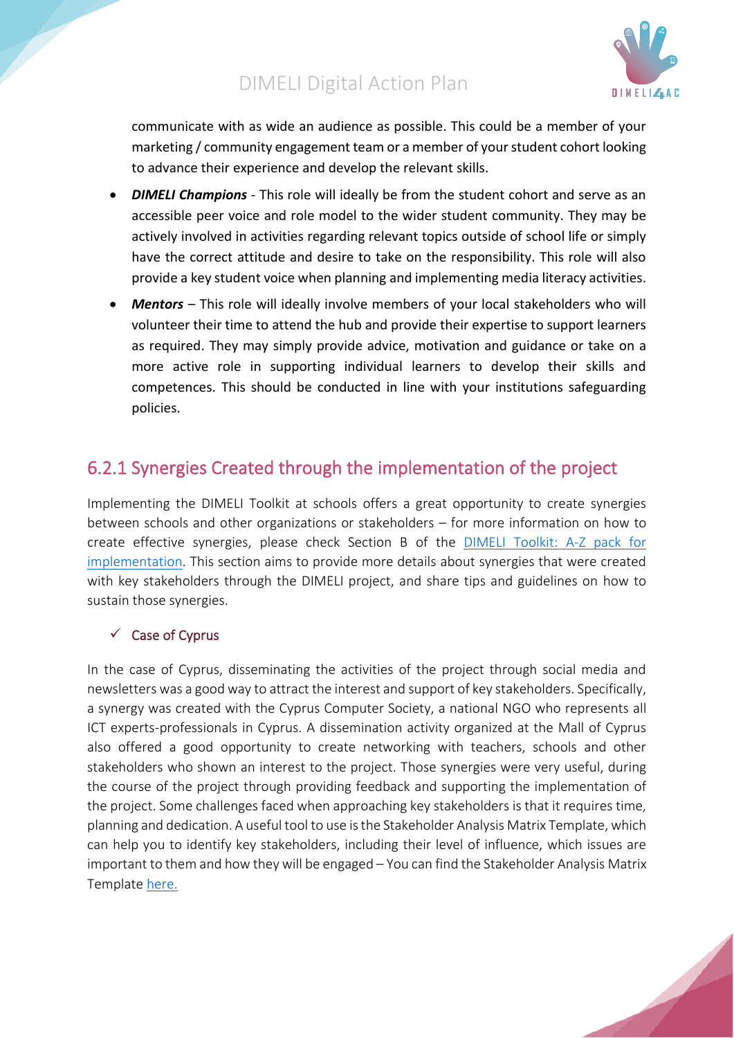communicate with as wide an audience as possible. This could be a member of your marketing / community engagement team or a member of your student cohort looking to advance their experience and develop the relevant skills.

- ***DIMELI Champions*** - This role will ideally be from the student cohort and serve as an accessible peer voice and role model to the wider student community. They may be actively involved in activities regarding relevant topics outside of school life or simply have the correct attitude and desire to take on the responsibility. This role will also provide a key student voice when planning and implementing media literacy activities.
- ***Mentors*** – This role will ideally involve members of your local stakeholders who will volunteer their time to attend the hub and provide their expertise to support learners as required. They may simply provide advice, motivation and guidance or take on a more active role in supporting individual learners to develop their skills and competences. This should be conducted in line with your institutions safeguarding policies.

## 6.2.1 Synergies Created through the implementation of the project

Implementing the DIMELI Toolkit at schools offers a great opportunity to create synergies between schools and other organizations or stakeholders – for more information on how to create effective synergies, please check Section B of the DIMELI Toolkit: A-Z pack for implementation. This section aims to provide more details about synergies that were created with key stakeholders through the DIMELI project, and share tips and guidelines on how to sustain those synergies.

### ✓ Case of Cyprus

In the case of Cyprus, disseminating the activities of the project through social media and newsletters was a good way to attract the interest and support of key stakeholders. Specifically, a synergy was created with the Cyprus Computer Society, a national NGO who represents all ICT experts-professionals in Cyprus. A dissemination activity organized at the Mall of Cyprus also offered a good opportunity to create networking with teachers, schools and other stakeholders who shown an interest to the project. Those synergies were very useful, during the course of the project through providing feedback and supporting the implementation of the project. Some challenges faced when approaching key stakeholders is that it requires time, planning and dedication. A useful tool to use is the Stakeholder Analysis Matrix Template, which can help you to identify key stakeholders, including their level of influence, which issues are important to them and how they will be engaged – You can find the Stakeholder Analysis Matrix Template here.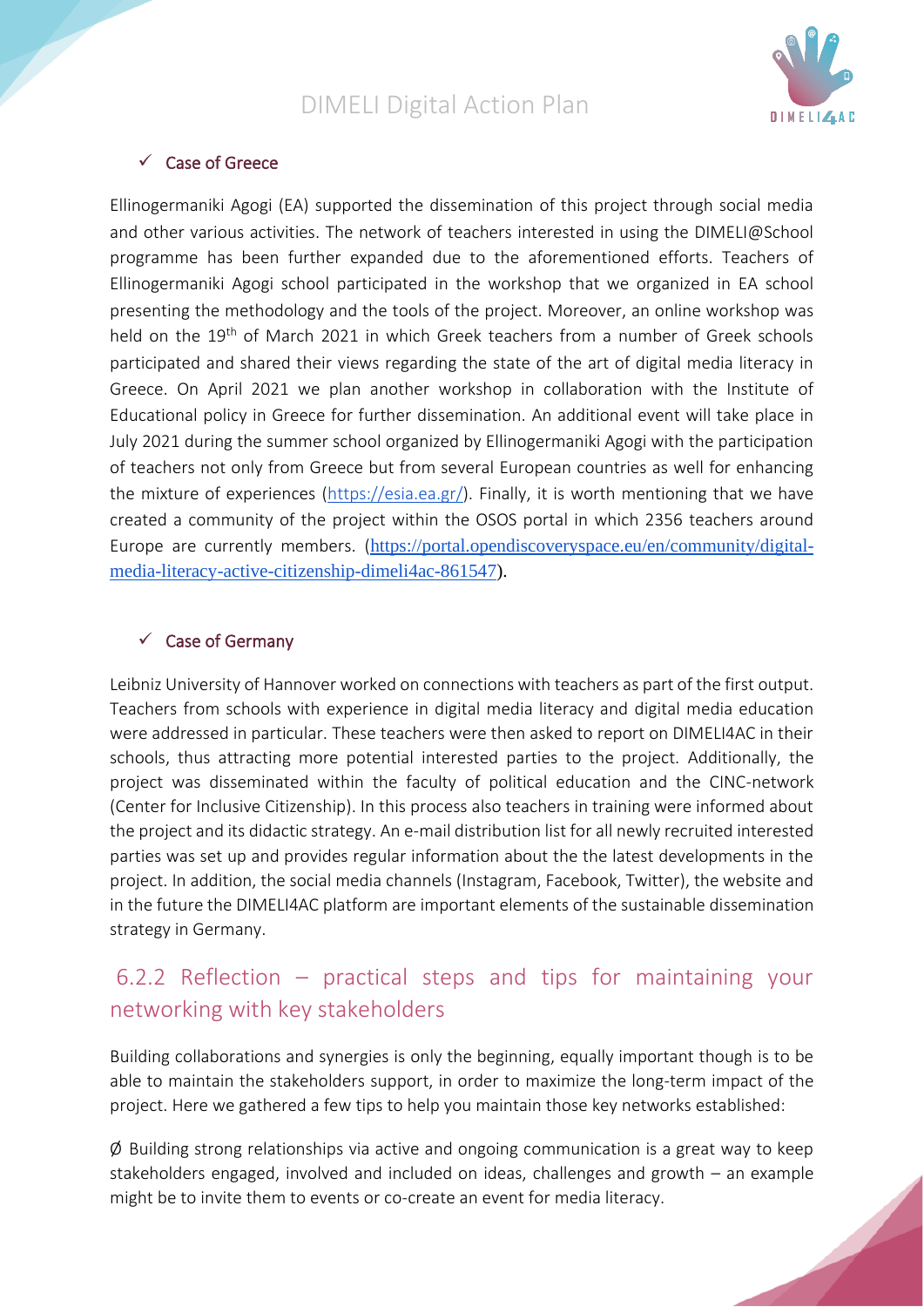- ✓ Case of Greece

Ellinogermaniki Agogi (EA) supported the dissemination of this project through social media and other various activities. The network of teachers interested in using the DIMELI@School programme has been further expanded due to the aforementioned efforts. Teachers of Ellinogermaniki Agogi school participated in the workshop that we organized in EA school presenting the methodology and the tools of the project. Moreover, an online workshop was held on the 19th of March 2021 in which Greek teachers from a number of Greek schools participated and shared their views regarding the state of the art of digital media literacy in Greece. On April 2021 we plan another workshop in collaboration with the Institute of Educational policy in Greece for further dissemination. An additional event will take place in July 2021 during the summer school organized by Ellinogermaniki Agogi with the participation of teachers not only from Greece but from several European countries as well for enhancing the mixture of experiences (https://esia.ea.gr/). Finally, it is worth mentioning that we have created a community of the project within the OSOS portal in which 2356 teachers around Europe are currently members. (https://portal.opendiscoveryspace.eu/en/community/digital-media-literacy-active-citizenship-dimeli4ac-861547).

- ✓ Case of Germany

Leibniz University of Hannover worked on connections with teachers as part of the first output. Teachers from schools with experience in digital media literacy and digital media education were addressed in particular. These teachers were then asked to report on DIMELI4AC in their schools, thus attracting more potential interested parties to the project. Additionally, the project was disseminated within the faculty of political education and the CINC-network (Center for Inclusive Citizenship). In this process also teachers in training were informed about the project and its didactic strategy. An e-mail distribution list for all newly recruited interested parties was set up and provides regular information about the the latest developments in the project. In addition, the social media channels (Instagram, Facebook, Twitter), the website and in the future the DIMELI4AC platform are important elements of the sustainable dissemination strategy in Germany.

### 6.2.2 Reflection – practical steps and tips for maintaining your networking with key stakeholders

Building collaborations and synergies is only the beginning, equally important though is to be able to maintain the stakeholders support, in order to maximize the long-term impact of the project. Here we gathered a few tips to help you maintain those key networks established:

- Ø Building strong relationships via active and ongoing communication is a great way to keep stakeholders engaged, involved and included on ideas, challenges and growth – an example might be to invite them to events or co-create an event for media literacy.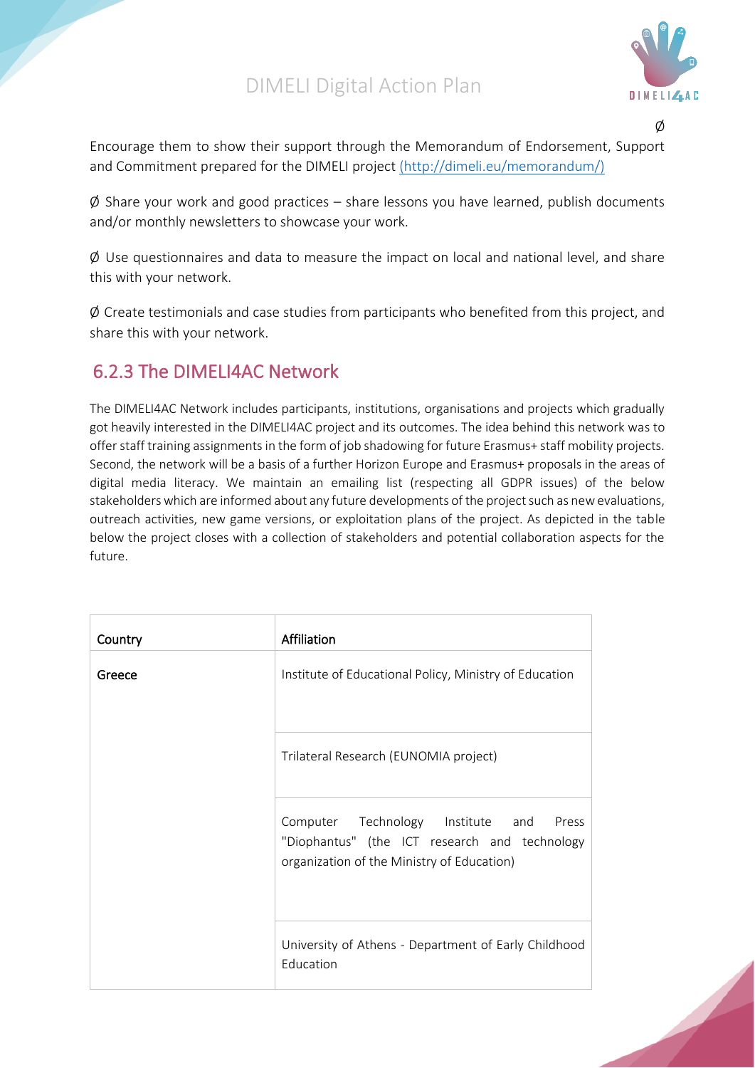Ø Encourage them to show their support through the Memorandum of Endorsement, Support and Commitment prepared for the DIMELI project (http://dimeli.eu/memorandum/)

Ø Share your work and good practices – share lessons you have learned, publish documents and/or monthly newsletters to showcase your work.

Ø Use questionnaires and data to measure the impact on local and national level, and share this with your network.

Ø Create testimonials and case studies from participants who benefited from this project, and share this with your network.

## 6.2.3 The DIMELI4AC Network

The DIMELI4AC Network includes participants, institutions, organisations and projects which gradually got heavily interested in the DIMELI4AC project and its outcomes. The idea behind this network was to offer staff training assignments in the form of job shadowing for future Erasmus+ staff mobility projects. Second, the network will be a basis of a further Horizon Europe and Erasmus+ proposals in the areas of digital media literacy. We maintain an emailing list (respecting all GDPR issues) of the below stakeholders which are informed about any future developments of the project such as new evaluations, outreach activities, new game versions, or exploitation plans of the project. As depicted in the table below the project closes with a collection of stakeholders and potential collaboration aspects for the future.

| Country | Affiliation |
|---|---|
| Greece | Institute of Educational Policy, Ministry of Education |
| | Trilateral Research (EUNOMIA project) |
| | Computer Technology Institute and Press "Diophantus" (the ICT research and technology organization of the Ministry of Education) |
| | University of Athens - Department of Early Childhood Education |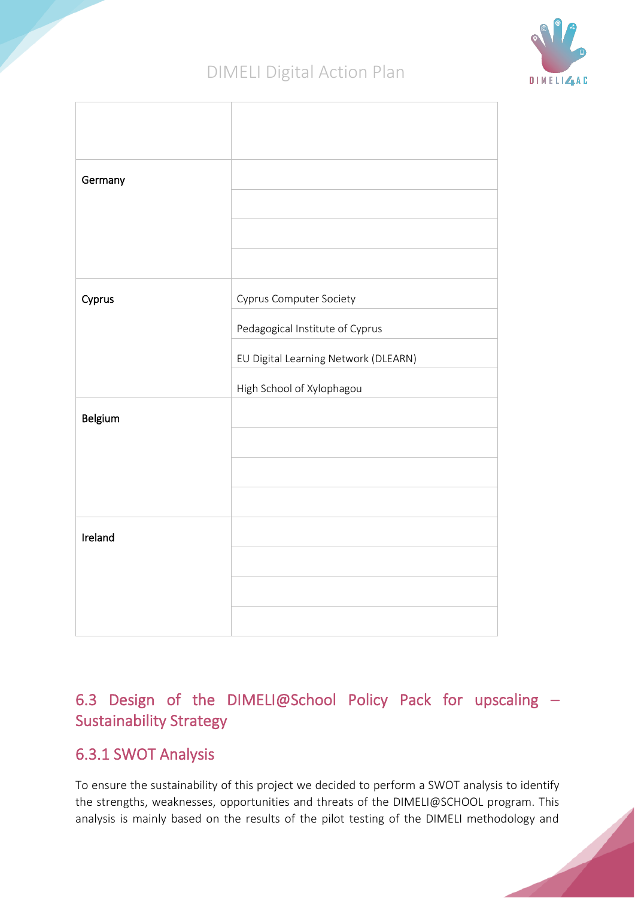| | |
|---|---|
| | |
| Germany | |
| | |
| | |
| | |
| Cyprus | Cyprus Computer Society |
| | Pedagogical Institute of Cyprus |
| | EU Digital Learning Network (DLEARN) |
| | High School of Xylophagou |
| Belgium | |
| | |
| | |
| | |
| Ireland | |
| | |
| | |
| | |

## 6.3 Design of the DIMELI@School Policy Pack for upscaling – Sustainability Strategy

### 6.3.1 SWOT Analysis

To ensure the sustainability of this project we decided to perform a SWOT analysis to identify the strengths, weaknesses, opportunities and threats of the DIMELI@SCHOOL program. This analysis is mainly based on the results of the pilot testing of the DIMELI methodology and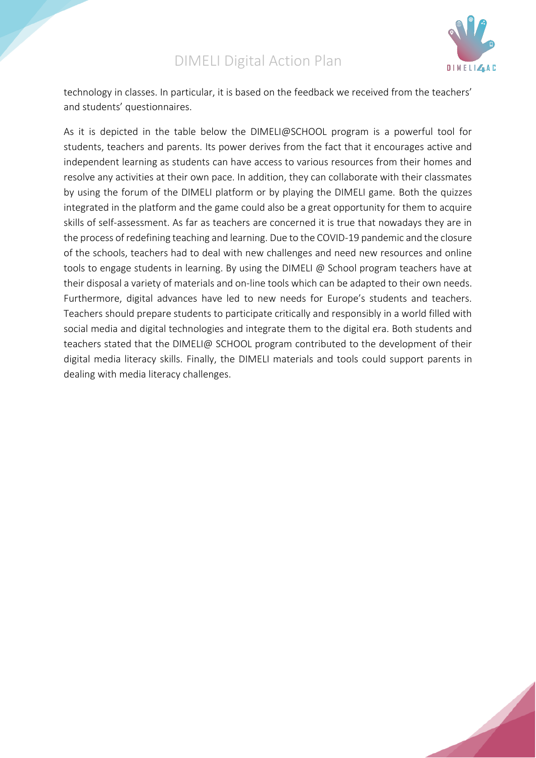technology in classes. In particular, it is based on the feedback we received from the teachers' and students' questionnaires.

As it is depicted in the table below the DIMELI@SCHOOL program is a powerful tool for students, teachers and parents. Its power derives from the fact that it encourages active and independent learning as students can have access to various resources from their homes and resolve any activities at their own pace. In addition, they can collaborate with their classmates by using the forum of the DIMELI platform or by playing the DIMELI game. Both the quizzes integrated in the platform and the game could also be a great opportunity for them to acquire skills of self-assessment. As far as teachers are concerned it is true that nowadays they are in the process of redefining teaching and learning. Due to the COVID-19 pandemic and the closure of the schools, teachers had to deal with new challenges and need new resources and online tools to engage students in learning. By using the DIMELI @ School program teachers have at their disposal a variety of materials and on-line tools which can be adapted to their own needs. Furthermore, digital advances have led to new needs for Europe's students and teachers. Teachers should prepare students to participate critically and responsibly in a world filled with social media and digital technologies and integrate them to the digital era. Both students and teachers stated that the DIMELI@ SCHOOL program contributed to the development of their digital media literacy skills. Finally, the DIMELI materials and tools could support parents in dealing with media literacy challenges.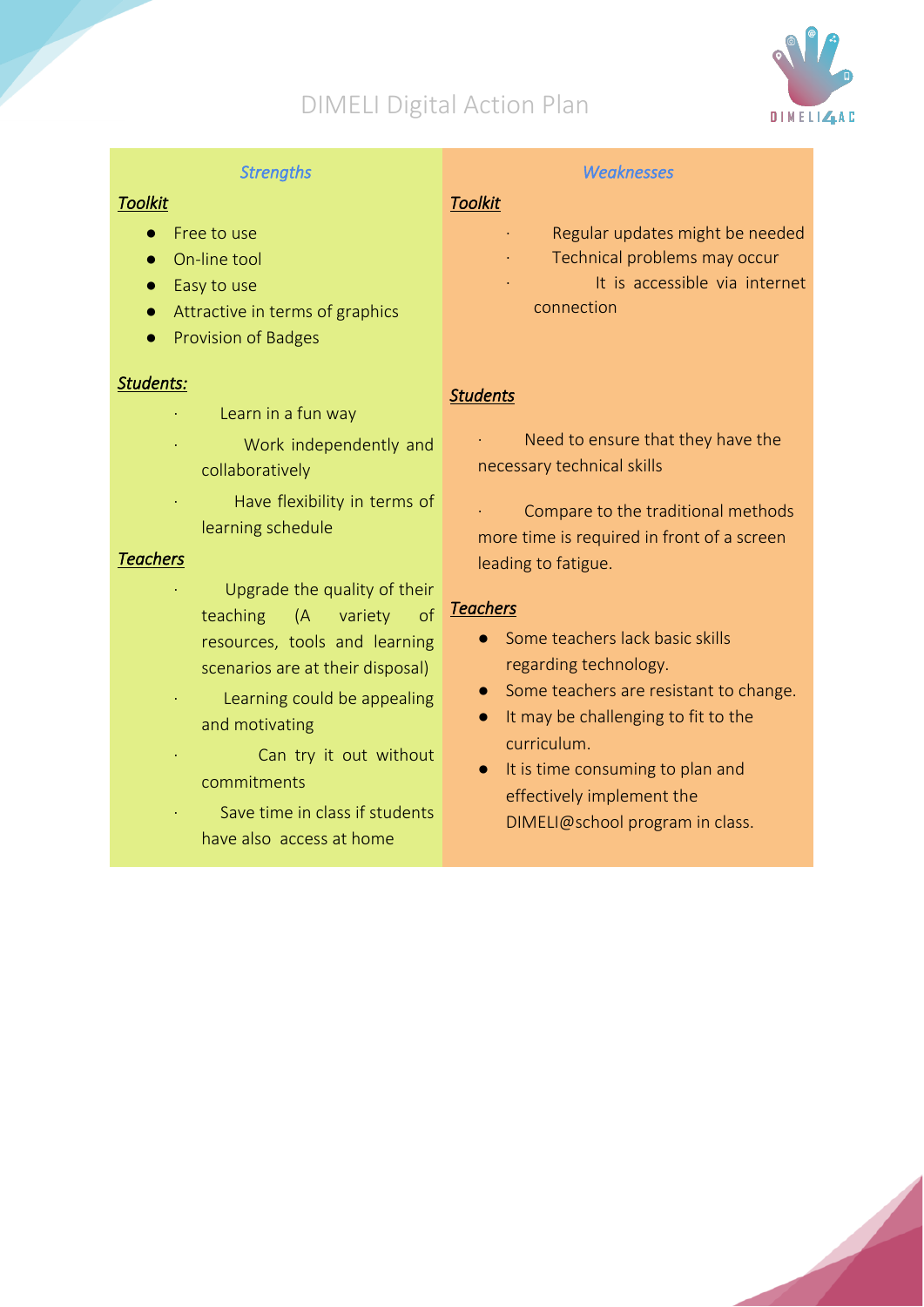# DIMELI Digital Action Plan

| *Strengths* | *Weaknesses* |
|---|---|
| ***Toolkit***<br>● Free to use<br>● On-line tool<br>● Easy to use<br>● Attractive in terms of graphics<br>● Provision of Badges | ***Toolkit***<br>· Regular updates might be needed<br>· Technical problems may occur<br>· It is accessible via internet connection |
| ***Students:***<br>· Learn in a fun way<br>· Work independently and collaboratively<br>· Have flexibility in terms of learning schedule | ***Students***<br>· Need to ensure that they have the necessary technical skills<br>· Compare to the traditional methods more time is required in front of a screen leading to fatigue. |
| ***Teachers***<br>· Upgrade the quality of their teaching (A variety of resources, tools and learning scenarios are at their disposal)<br>· Learning could be appealing and motivating<br>· Can try it out without commitments<br>· Save time in class if students have also access at home | ***Teachers***<br>● Some teachers lack basic skills regarding technology.<br>● Some teachers are resistant to change.<br>● It may be challenging to fit to the curriculum.<br>● It is time consuming to plan and effectively implement the DIMELI@school program in class. |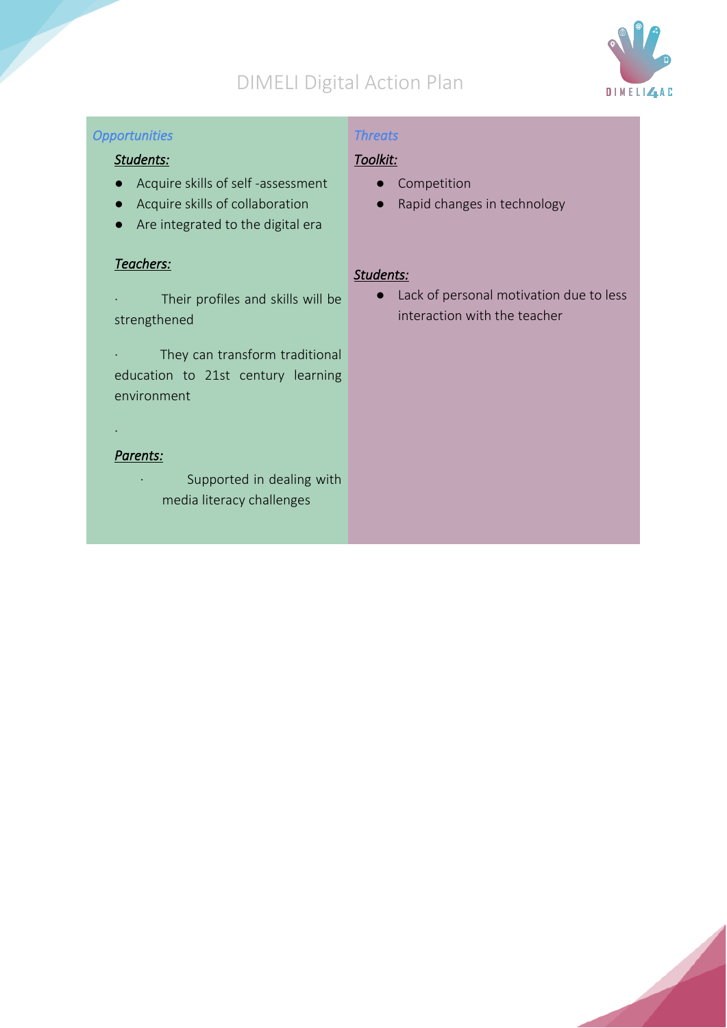| *Opportunities* | *Threats* |
|---|---|
| ***Students:***<br>● Acquire skills of self -assessment<br>● Acquire skills of collaboration<br>● Are integrated to the digital era<br><br>***Teachers:***<br>· Their profiles and skills will be strengthened<br>· They can transform traditional education to 21st century learning environment<br><br>***Parents:***<br>· Supported in dealing with media literacy challenges | ***Toolkit:***<br>● Competition<br>● Rapid changes in technology<br><br>***Students:***<br>● Lack of personal motivation due to less interaction with the teacher |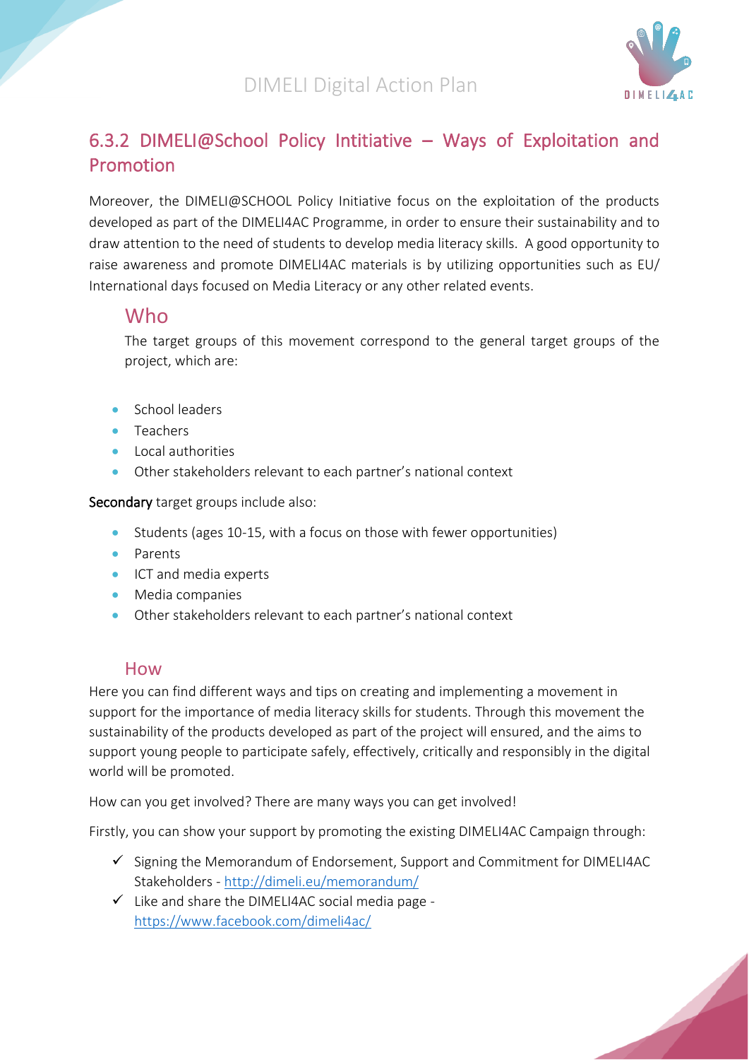## 6.3.2 DIMELI@School Policy Intitiative – Ways of Exploitation and Promotion

Moreover, the DIMELI@SCHOOL Policy Initiative focus on the exploitation of the products developed as part of the DIMELI4AC Programme, in order to ensure their sustainability and to draw attention to the need of students to develop media literacy skills. A good opportunity to raise awareness and promote DIMELI4AC materials is by utilizing opportunities such as EU/ International days focused on Media Literacy or any other related events.

### Who

The target groups of this movement correspond to the general target groups of the project, which are:

- School leaders
- Teachers
- Local authorities
- Other stakeholders relevant to each partner's national context

**Secondary** target groups include also:

- Students (ages 10-15, with a focus on those with fewer opportunities)
- Parents
- ICT and media experts
- Media companies
- Other stakeholders relevant to each partner's national context

### How

Here you can find different ways and tips on creating and implementing a movement in support for the importance of media literacy skills for students. Through this movement the sustainability of the products developed as part of the project will ensured, and the aims to support young people to participate safely, effectively, critically and responsibly in the digital world will be promoted.

How can you get involved? There are many ways you can get involved!

Firstly, you can show your support by promoting the existing DIMELI4AC Campaign through:

- ✓ Signing the Memorandum of Endorsement, Support and Commitment for DIMELI4AC Stakeholders - http://dimeli.eu/memorandum/
- ✓ Like and share the DIMELI4AC social media page - https://www.facebook.com/dimeli4ac/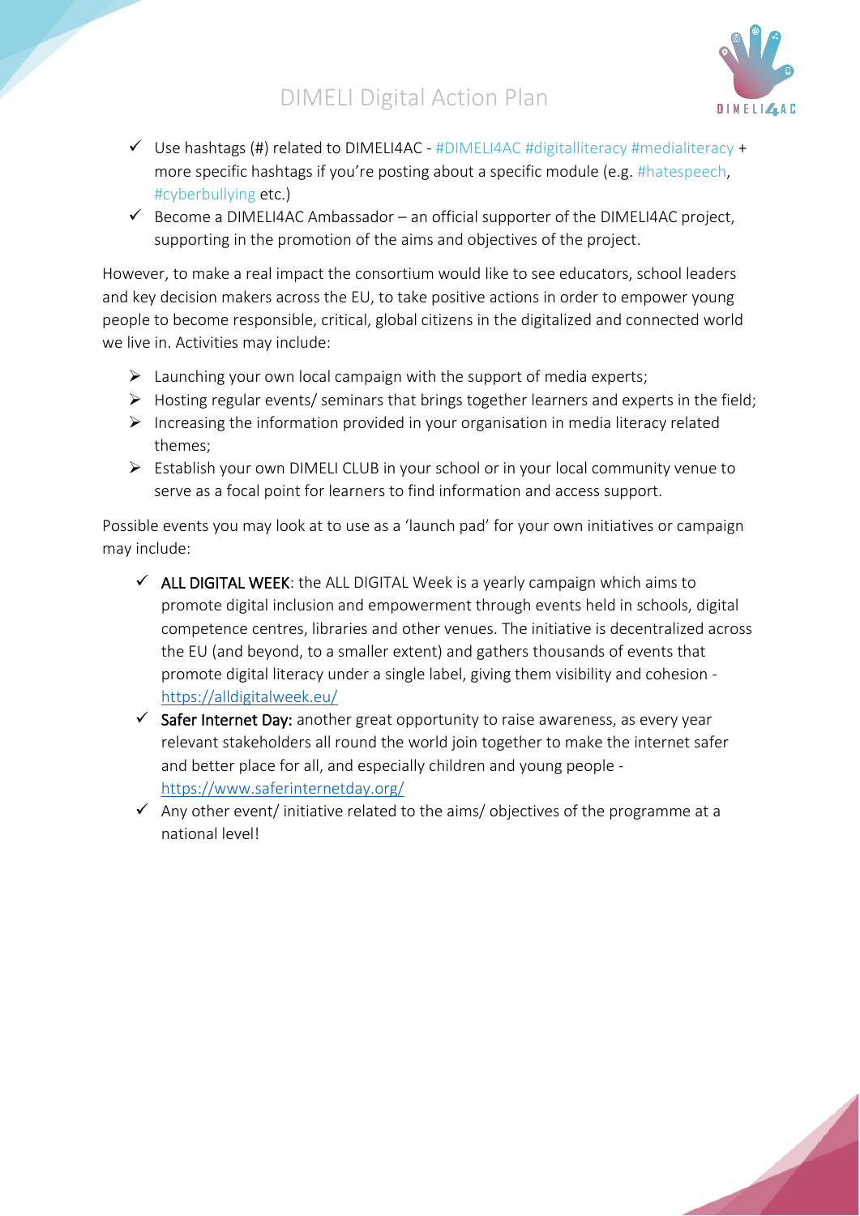- ✓ Use hashtags (#) related to DIMELI4AC - #DIMELI4AC #digitalliteracy #medialiteracy + more specific hashtags if you're posting about a specific module (e.g. #hatespeech, #cyberbullying etc.)
- ✓ Become a DIMELI4AC Ambassador – an official supporter of the DIMELI4AC project, supporting in the promotion of the aims and objectives of the project.

However, to make a real impact the consortium would like to see educators, school leaders and key decision makers across the EU, to take positive actions in order to empower young people to become responsible, critical, global citizens in the digitalized and connected world we live in. Activities may include:

- Launching your own local campaign with the support of media experts;
- Hosting regular events/ seminars that brings together learners and experts in the field;
- Increasing the information provided in your organisation in media literacy related themes;
- Establish your own DIMELI CLUB in your school or in your local community venue to serve as a focal point for learners to find information and access support.

Possible events you may look at to use as a 'launch pad' for your own initiatives or campaign may include:

- ✓ **ALL DIGITAL WEEK**: the ALL DIGITAL Week is a yearly campaign which aims to promote digital inclusion and empowerment through events held in schools, digital competence centres, libraries and other venues. The initiative is decentralized across the EU (and beyond, to a smaller extent) and gathers thousands of events that promote digital literacy under a single label, giving them visibility and cohesion - https://alldigitalweek.eu/
- ✓ **Safer Internet Day:** another great opportunity to raise awareness, as every year relevant stakeholders all round the world join together to make the internet safer and better place for all, and especially children and young people - https://www.saferinternetday.org/
- ✓ Any other event/ initiative related to the aims/ objectives of the programme at a national level!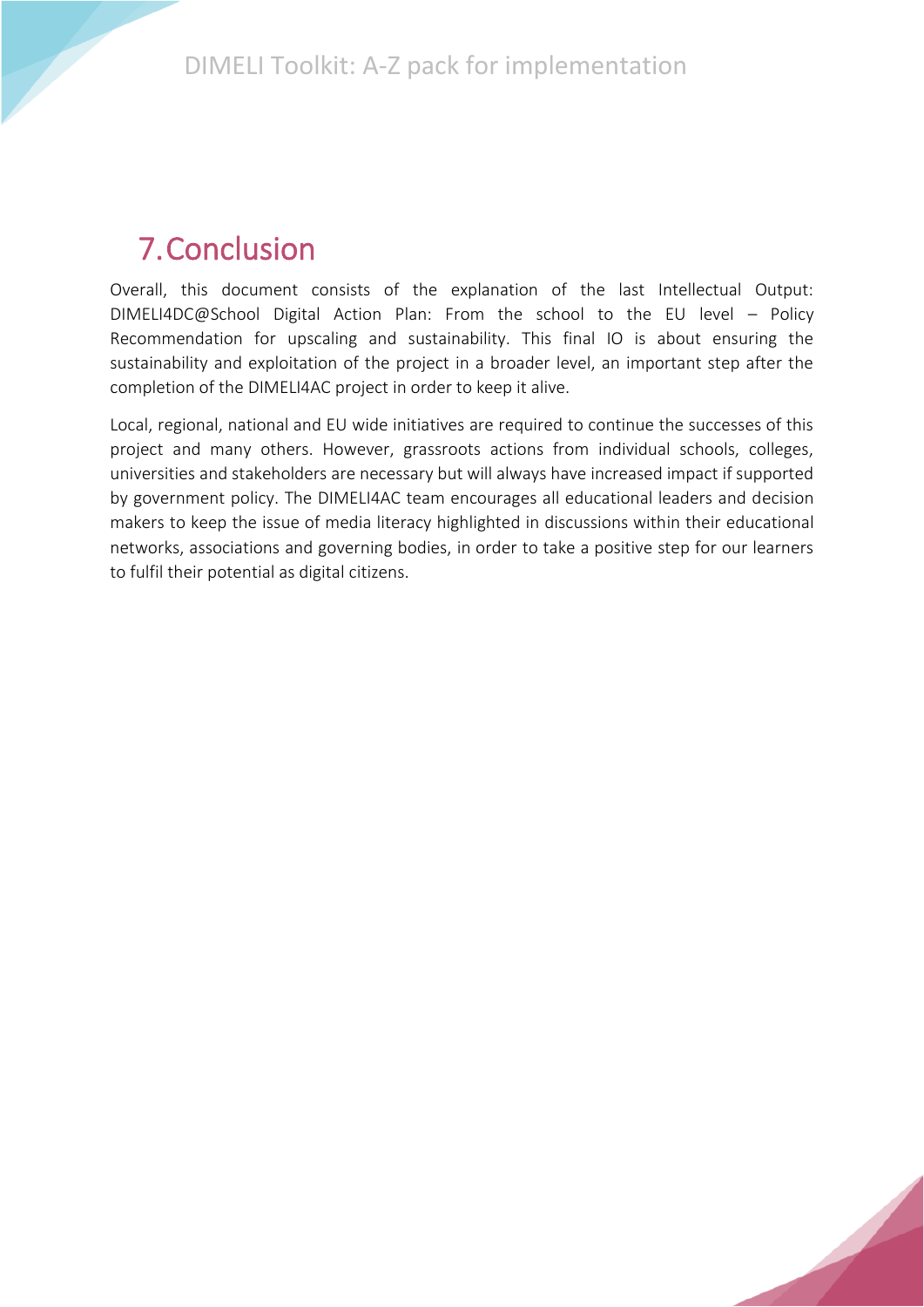# 7. Conclusion

Overall, this document consists of the explanation of the last Intellectual Output: DIMELI4DC@School Digital Action Plan: From the school to the EU level – Policy Recommendation for upscaling and sustainability. This final IO is about ensuring the sustainability and exploitation of the project in a broader level, an important step after the completion of the DIMELI4AC project in order to keep it alive.

Local, regional, national and EU wide initiatives are required to continue the successes of this project and many others. However, grassroots actions from individual schools, colleges, universities and stakeholders are necessary but will always have increased impact if supported by government policy. The DIMELI4AC team encourages all educational leaders and decision makers to keep the issue of media literacy highlighted in discussions within their educational networks, associations and governing bodies, in order to take a positive step for our learners to fulfil their potential as digital citizens.